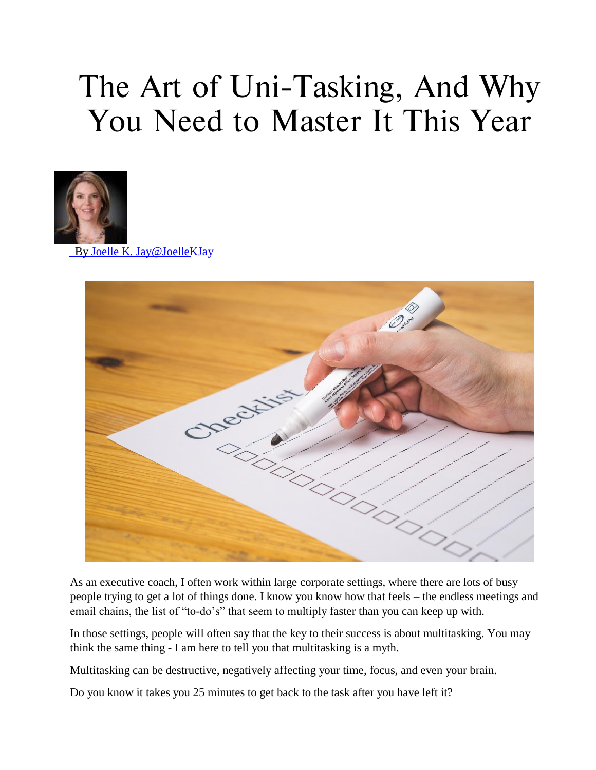# The Art of Uni-Tasking, And Why You Need to Master It This Year

By Joelle K. Jay@JoelleKJay

As an executive coach, I often work within large corporate settings, where there are lots of busy people trying to get a lot of things done. I know you know how that feels – the endless meetings and email chains, the list of "to-do's" that seem to multiply faster than you can keep up with.

In those settings, people will often say that the key to their success is about multitasking. You may think the same thing - I am here to tell you that multitasking is a myth.

Multitasking can be destructive, negatively affecting your time, focus, and even your brain.

Do you know it takes you 25 minutes to get back to the task after you have left it?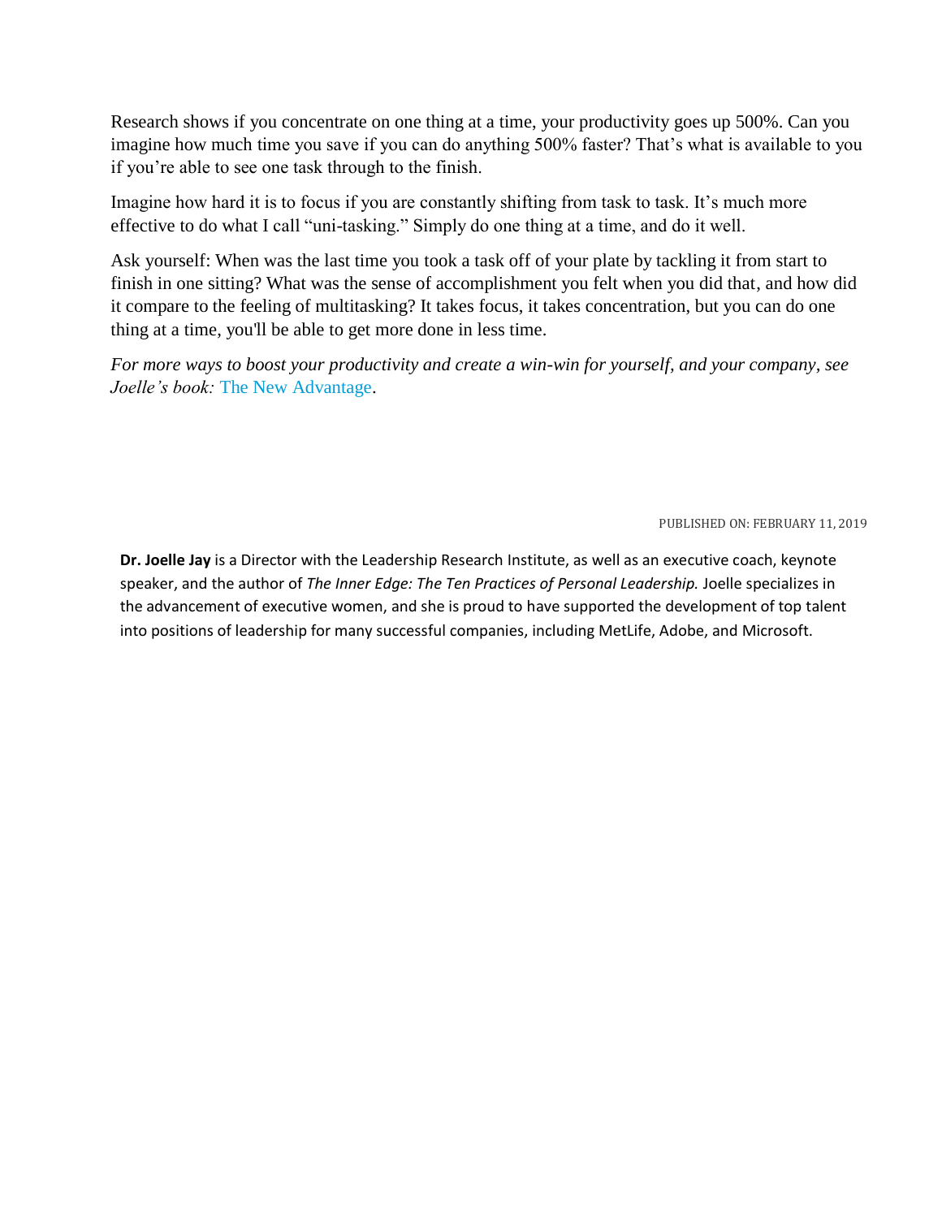Research shows if you concentrate on one thing at a time, your productivity goes up 500%. Can you imagine how much time you save if you can do anything 500% faster? That's what is available to you if you're able to see one task through to the finish.

Imagine how hard it is to focus if you are constantly shifting from task to task. It's much more effective to do what I call "uni-tasking." Simply do one thing at a time, and do it well.

Ask yourself: When was the last time you took a task off of your plate by tackling it from start to finish in one sitting? What was the sense of accomplishment you felt when you did that, and how did it compare to the feeling of multitasking? It takes focus, it takes concentration, but you can do one thing at a time, you'll be able to get more done in less time.

*For more ways to boost your productivity and create a win-win for yourself, and your company, see Joelle's book:* The New Advantage.

PUBLISHED ON: FEBRUARY 11, 2019

**Dr. Joelle Jay** is a Director with the Leadership Research Institute, as well as an executive coach, keynote speaker, and the author of *The Inner Edge: The Ten Practices of Personal Leadership.* Joelle specializes in the advancement of executive women, and she is proud to have supported the development of top talent into positions of leadership for many successful companies, including MetLife, Adobe, and Microsoft.